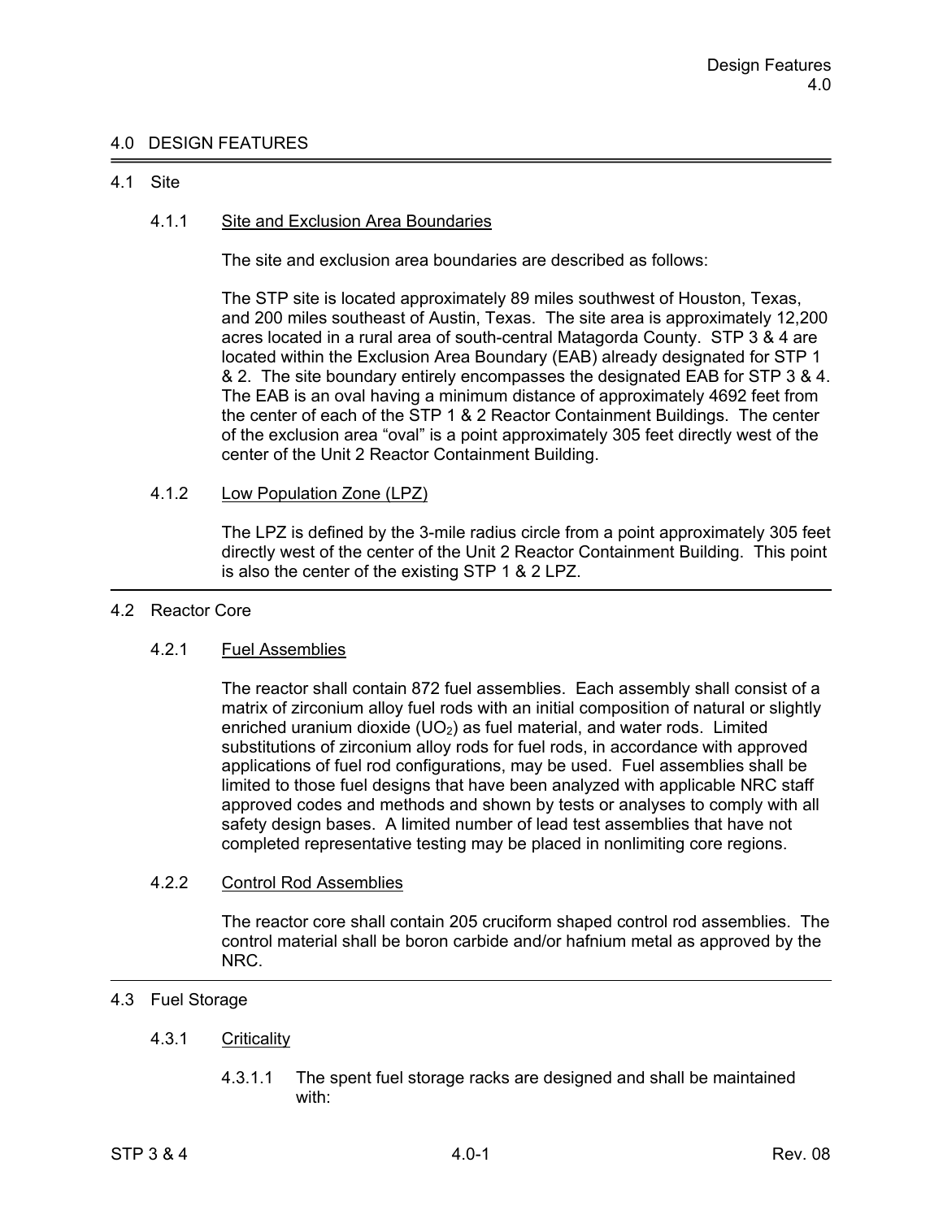# 4.0 DESIGN FEATURES

## 4.1 Site

### 4.1.1 Site and Exclusion Area Boundaries

The site and exclusion area boundaries are described as follows:

The STP site is located approximately 89 miles southwest of Houston, Texas, and 200 miles southeast of Austin, Texas. The site area is approximately 12,200 acres located in a rural area of south-central Matagorda County. STP 3 & 4 are located within the Exclusion Area Boundary (EAB) already designated for STP 1 & 2. The site boundary entirely encompasses the designated EAB for STP 3 & 4. The EAB is an oval having a minimum distance of approximately 4692 feet from the center of each of the STP 1 & 2 Reactor Containment Buildings. The center of the exclusion area "oval" is a point approximately 305 feet directly west of the center of the Unit 2 Reactor Containment Building.

### 4.1.2 Low Population Zone (LPZ)

The LPZ is defined by the 3-mile radius circle from a point approximately 305 feet directly west of the center of the Unit 2 Reactor Containment Building. This point is also the center of the existing STP 1 & 2 LPZ.

## 4.2 Reactor Core

### 4.2.1 Fuel Assemblies

The reactor shall contain 872 fuel assemblies. Each assembly shall consist of a matrix of zirconium alloy fuel rods with an initial composition of natural or slightly enriched uranium dioxide ($UO_2$) as fuel material, and water rods. Limited substitutions of zirconium alloy rods for fuel rods, in accordance with approved applications of fuel rod configurations, may be used. Fuel assemblies shall be limited to those fuel designs that have been analyzed with applicable NRC staff approved codes and methods and shown by tests or analyses to comply with all safety design bases. A limited number of lead test assemblies that have not completed representative testing may be placed in nonlimiting core regions.

### 4.2.2 Control Rod Assemblies

The reactor core shall contain 205 cruciform shaped control rod assemblies. The control material shall be boron carbide and/or hafnium metal as approved by the NRC.

## 4.3 Fuel Storage

### 4.3.1 Criticality

4.3.1.1 The spent fuel storage racks are designed and shall be maintained with: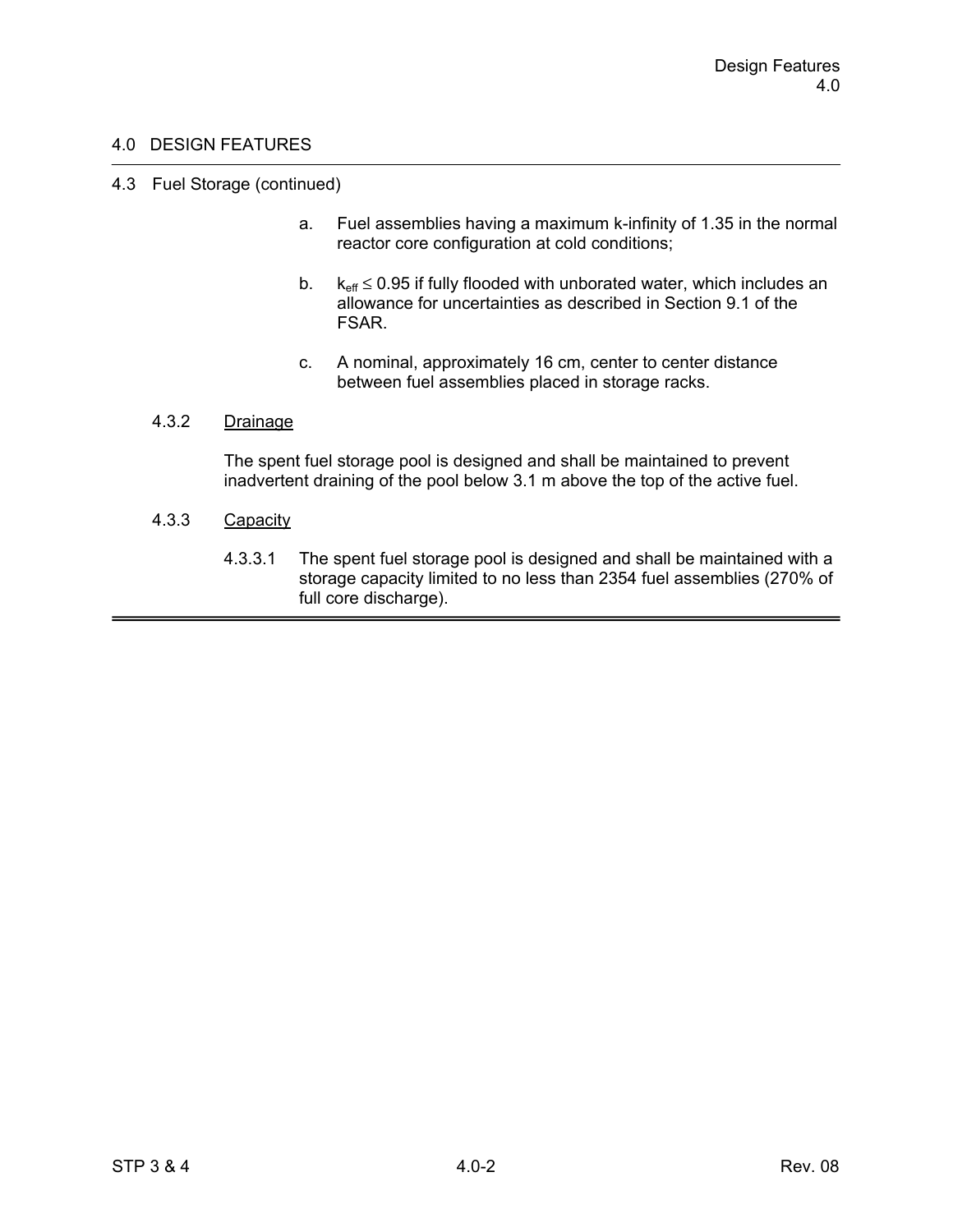# 4.0 DESIGN FEATURES

## 4.3 Fuel Storage (continued)

a. Fuel assemblies having a maximum k-infinity of 1.35 in the normal reactor core configuration at cold conditions;

b. $k_{eff} \leq 0.95$ if fully flooded with unborated water, which includes an allowance for uncertainties as described in Section 9.1 of the FSAR.

c. A nominal, approximately 16 cm, center to center distance between fuel assemblies placed in storage racks.

### 4.3.2 Drainage

The spent fuel storage pool is designed and shall be maintained to prevent inadvertent draining of the pool below 3.1 m above the top of the active fuel.

### 4.3.3 Capacity

4.3.3.1 The spent fuel storage pool is designed and shall be maintained with a storage capacity limited to no less than 2354 fuel assemblies (270% of full core discharge).